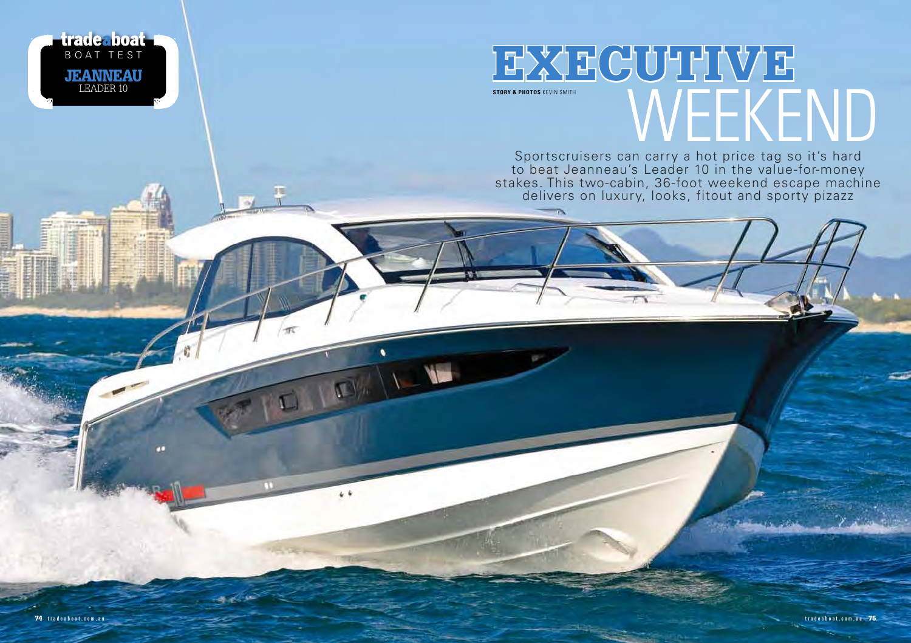tradeaboat BOAT TEST

**JEANNEAU** LEADER 10

# EXECUTIVE WEEKEND

**STORY & PHOTOS** KEVIN SMITH

Sportscruisers can carry a hot price tag so it's hard to beat Jeanneau's Leader 10 in the value-for-money stakes. This two-cabin, 36-foot weekend escape machine delivers on luxury, looks, fitout and sporty pizazz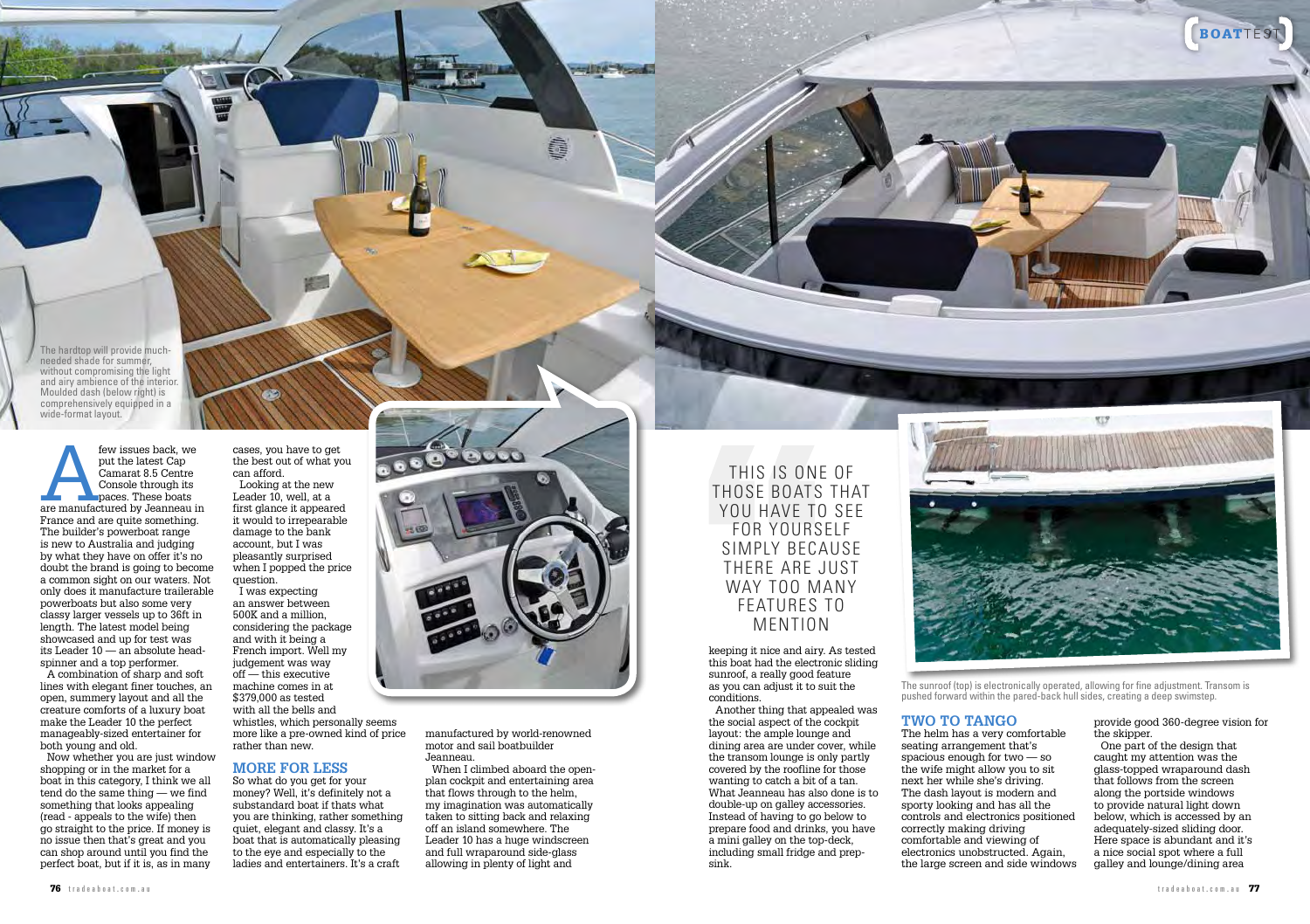The hardtop will provide much-needed shade for summer, without compromising the light and airy ambience of the interior. Moulded dash (below right) is comprehensively equipped in a wide-format layout.

A few issues back, we put the latest Cap Camarat 8.5 Centre Console through its paces. These boats are manufactured by Jeanneau in France and are quite something. The builder's powerboat range is new to Australia and judging by what they have on offer it's no doubt the brand is going to become a common sight on our waters. Not only does it manufacture trailerable powerboats but also some very classy larger vessels up to 36ft in length. The latest model being showcased and up for test was its Leader 10 — an absolute head-spinner and a top performer.

A combination of sharp and soft lines with elegant finer touches, an open, summery layout and all the creature comforts of a luxury boat make the Leader 10 the perfect manageably-sized entertainer for both young and old.

Now whether you are just window shopping or in the market for a boat in this category, I think we all tend do the same thing — we find something that looks appealing (read - appeals to the wife) then go straight to the price. If money is no issue then that's great and you can shop around until you find the perfect boat, but if it is, as in many cases, you have to get the best out of what you can afford.

Looking at the new Leader 10, well, at a first glance it appeared it would to irreparable damage to the bank account, but I was pleasantly surprised when I popped the price question.

I was expecting an answer between 500K and a million, considering the package and with it being a French import. Well my judgement was way off — this executive machine comes in at $379,000 as tested with all the bells and whistles, which personally seems more like a pre-owned kind of price rather than new.

## MORE FOR LESS

So what do you get for your money? Well, it's definitely not a substandard boat if thats what you are thinking, rather something quiet, elegant and classy. It's a boat that is automatically pleasing to the eye and especially to the ladies and entertainers. It's a craft manufactured by world-renowned motor and sail boatbuilder Jeanneau.

When I climbed aboard the open-plan cockpit and entertaining area that flows through to the helm, my imagination was automatically taken to sitting back and relaxing off an island somewhere. The Leader 10 has a huge windscreen and full wraparound side-glass allowing in plenty of light and keeping it nice and airy. As tested this boat had the electronic sliding sunroof, a really good feature as you can adjust it to suit the conditions.

> THIS IS ONE OF THOSE BOATS THAT YOU HAVE TO SEE FOR YOURSELF SIMPLY BECAUSE THERE ARE JUST WAY TOO MANY FEATURES TO MENTION

Another thing that appealed was the social aspect of the cockpit layout: the ample lounge and dining area are under cover, while the transom lounge is only partly covered by the roofline for those wanting to catch a bit of a tan. What Jeanneau has also done is to double-up on galley accessories. Instead of having to go below to prepare food and drinks, you have a mini galley on the top-deck, including small fridge and prep-sink.

The sunroof (top) is electronically operated, allowing for fine adjustment. Transom is pushed forward within the pared-back hull sides, creating a deep swimstep.

## TWO TO TANGO

The helm has a very comfortable seating arrangement that's spacious enough for two — so the wife might allow you to sit next her while she's driving. The dash layout is modern and sporty looking and has all the controls and electronics positioned correctly making driving comfortable and viewing of electronics unobstructed. Again, the large screen and side windows provide good 360-degree vision for the skipper.

One part of the design that caught my attention was the glass-topped wraparound dash that follows from the screen along the portside windows to provide natural light down below, which is accessed by an adequately-sized sliding door. Here space is abundant and it's a nice social spot where a full galley and lounge/dining area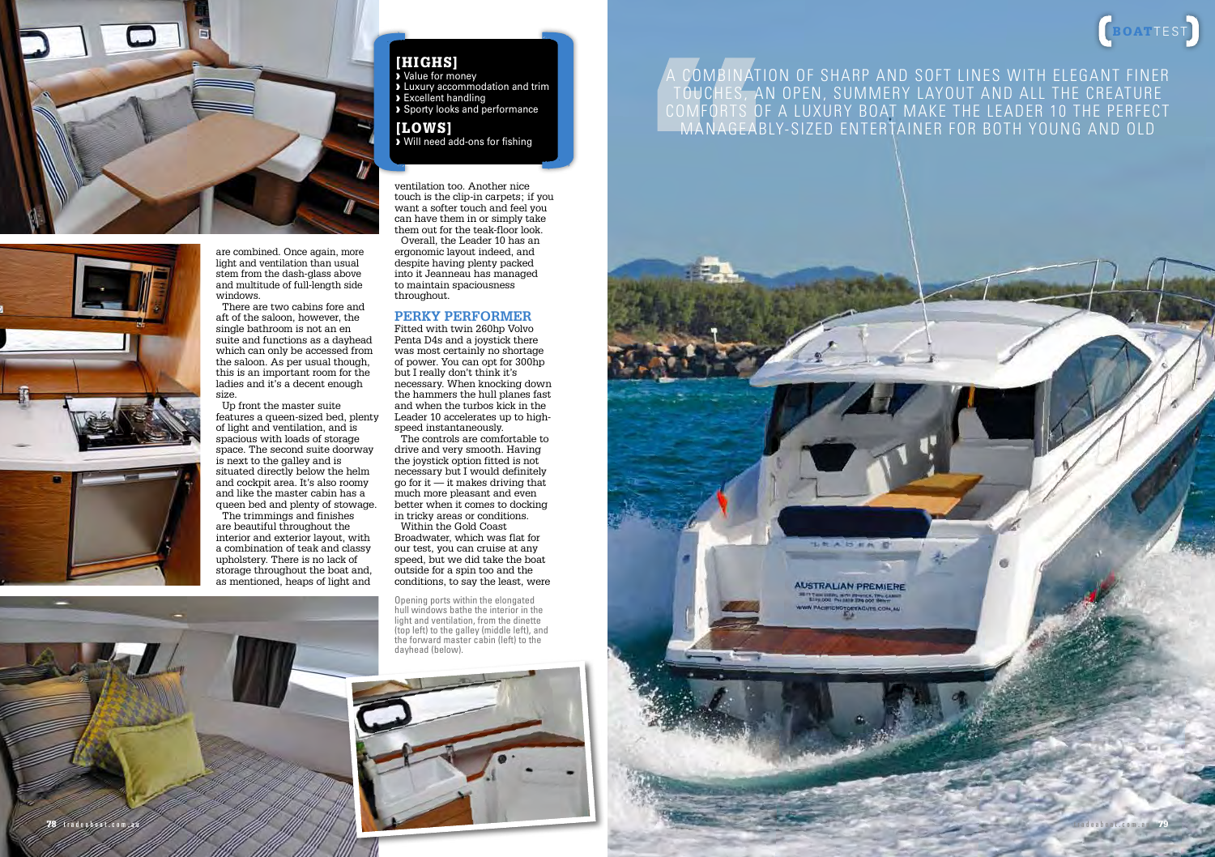are combined. Once again, more light and ventilation than usual stem from the dash-glass above and multitude of full-length side windows.

There are two cabins fore and aft of the saloon, however, the single bathroom is not an en suite and functions as a dayhead which can only be accessed from the saloon. As per usual though, this is an important room for the ladies and it's a decent enough size.

Up front the master suite features a queen-sized bed, plenty of light and ventilation, and is spacious with loads of storage space. The second suite doorway is next to the galley and is situated directly below the helm and cockpit area. It's also roomy and like the master cabin has a queen bed and plenty of stowage.

The trimmings and finishes are beautiful throughout the interior and exterior layout, with a combination of teak and classy upholstery. There is no lack of storage throughout the boat and, as mentioned, heaps of light and ventilation too. Another nice touch is the clip-in carpets; if you want a softer touch and feel you can have them in or simply take them out for the teak-floor look.

Overall, the Leader 10 has an ergonomic layout indeed, and despite having plenty packed into it Jeanneau has managed to maintain spaciousness throughout.

**[HIGHS]**

- Value for money
- Luxury accommodation and trim
- Excellent handling
- Sporty looks and performance

**[LOWS]**

- Will need add-ons for fishing

## PERKY PERFORMER

Fitted with twin 260hp Volvo Penta D4s and a joystick there was most certainly no shortage of power. You can opt for 300hp but I really don't think it's necessary. When knocking down the hammers the hull planes fast and when the turbos kick in the Leader 10 accelerates up to high-speed instantaneously.

The controls are comfortable to drive and very smooth. Having the joystick option fitted is not necessary but I would definitely go for it — it makes driving that much more pleasant and even better when it comes to docking in tricky areas or conditions.

Within the Gold Coast Broadwater, which was flat for our test, you can cruise at any speed, but we did take the boat outside for a spin too and the conditions, to say the least, were

Opening ports within the elongated hull windows bathe the interior in the light and ventilation, from the dinette (top left) to the galley (middle left), and the forward master cabin (left) to the dayhead (below).

A COMBINATION OF SHARP AND SOFT LINES WITH ELEGANT FINER TOUCHES, AN OPEN, SUMMERY LAYOUT AND ALL THE CREATURE COMFORTS OF A LUXURY BOAT MAKE THE LEADER 10 THE PERFECT MANAGEABLY-SIZED ENTERTAINER FOR BOTH YOUNG AND OLD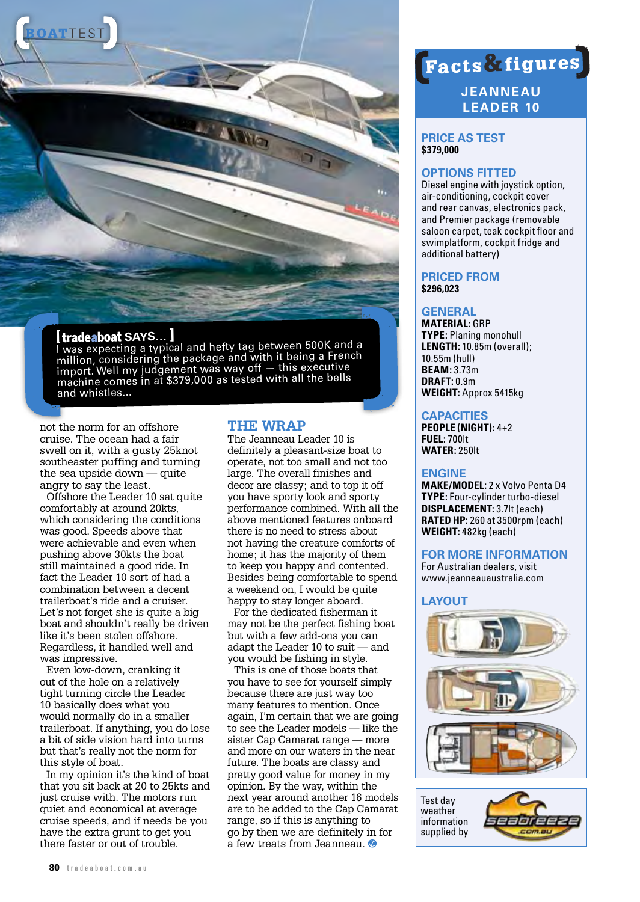[ tradeaboat SAYS... ]

I was expecting a typical and hefty tag between 500K and a million, considering the package and with it being a French import. Well my judgement was way off — this executive machine comes in at $379,000 as tested with all the bells and whistles...

not the norm for an offshore cruise. The ocean had a fair swell on it, with a gusty 25knot southeaster puffing and turning the sea upside down — quite angry to say the least.

Offshore the Leader 10 sat quite comfortably at around 20kts, which considering the conditions was good. Speeds above that were achievable and even when pushing above 30kts the boat still maintained a good ride. In fact the Leader 10 sort of had a combination between a decent trailerboat's ride and a cruiser. Let's not forget she is quite a big boat and shouldn't really be driven like it's been stolen offshore. Regardless, it handled well and was impressive.

Even low-down, cranking it out of the hole on a relatively tight turning circle the Leader 10 basically does what you would normally do in a smaller trailerboat. If anything, you do lose a bit of side vision hard into turns but that's really not the norm for this style of boat.

In my opinion it's the kind of boat that you sit back at 20 to 25kts and just cruise with. The motors run quiet and economical at average cruise speeds, and if needs be you have the extra grunt to get you there faster or out of trouble.

## THE WRAP

The Jeanneau Leader 10 is definitely a pleasant-size boat to operate, not too small and not too large. The overall finishes and decor are classy; and to top it off you have sporty look and sporty performance combined. With all the above mentioned features onboard there is no need to stress about not having the creature comforts of home; it has the majority of them to keep you happy and contented. Besides being comfortable to spend a weekend on, I would be quite happy to stay longer aboard.

For the dedicated fisherman it may not be the perfect fishing boat but with a few add-ons you can adapt the Leader 10 to suit — and you would be fishing in style.

This is one of those boats that you have to see for yourself simply because there are just way too many features to mention. Once again, I'm certain that we are going to see the Leader models — like the sister Cap Camarat range — more and more on our waters in the near future. The boats are classy and pretty good value for money in my opinion. By the way, within the next year around another 16 models are to be added to the Cap Camarat range, so if this is anything to go by then we are definitely in for a few treats from Jeanneau.

# Facts & figures

## JEANNEAU LEADER 10

### PRICE AS TEST
$379,000

### OPTIONS FITTED
Diesel engine with joystick option, air-conditioning, cockpit cover and rear canvas, electronics pack, and Premier package (removable saloon carpet, teak cockpit floor and swimplatform, cockpit fridge and additional battery)

### PRICED FROM
$296,023

### GENERAL
**MATERIAL:** GRP
**TYPE:** Planing monohull
**LENGTH:** 10.85m (overall); 10.55m (hull)
**BEAM:** 3.73m
**DRAFT:** 0.9m
**WEIGHT:** Approx 5415kg

### CAPACITIES
**PEOPLE (NIGHT):** 4+2
**FUEL:** 700lt
**WATER:** 250lt

### ENGINE
**MAKE/MODEL:** 2 x Volvo Penta D4
**TYPE:** Four-cylinder turbo-diesel
**DISPLACEMENT:** 3.7lt (each)
**RATED HP:** 260 at 3500rpm (each)
**WEIGHT:** 482kg (each)

### FOR MORE INFORMATION
For Australian dealers, visit www.jeanneauaustralia.com

### LAYOUT

Test day weather information supplied by seabreeze.com.au